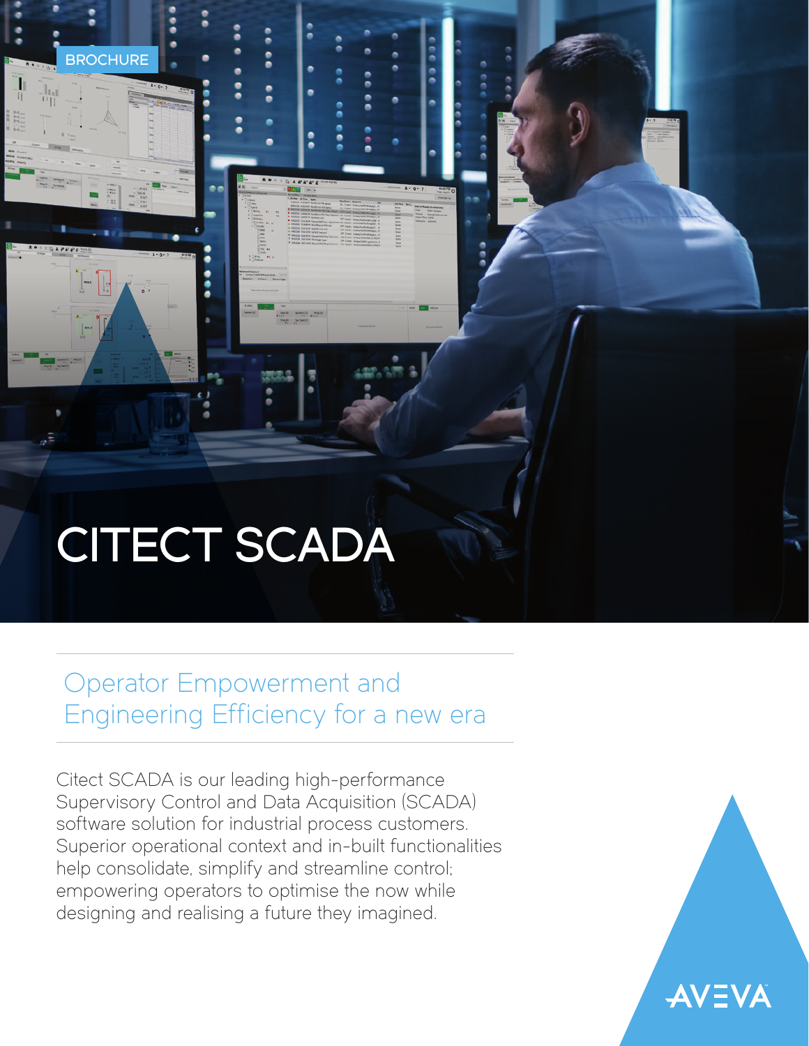BROCHURE

# CITECT SCADA

## Operator Empowerment and Engineering Efficiency for a new era

Citect SCADA is our leading high-performance Supervisory Control and Data Acquisition (SCADA) software solution for industrial process customers. Superior operational context and in-built functionalities help consolidate, simplify and streamline control; empowering operators to optimise the now while designing and realising a future they imagined.

AVEVA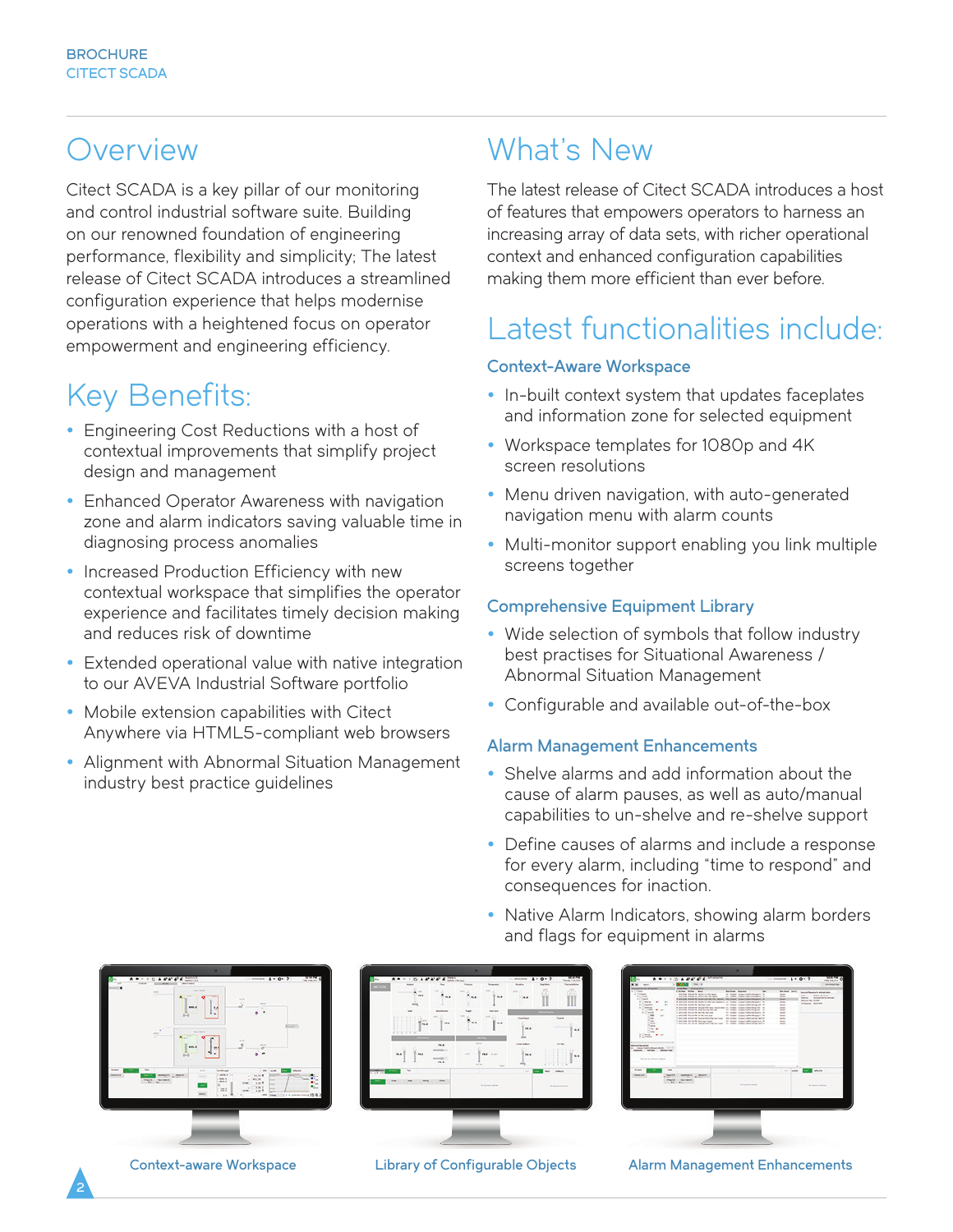# Overview

Citect SCADA is a key pillar of our monitoring and control industrial software suite. Building on our renowned foundation of engineering performance, flexibility and simplicity; The latest release of Citect SCADA introduces a streamlined configuration experience that helps modernise operations with a heightened focus on operator empowerment and engineering efficiency.

# Key Benefits:

- Engineering Cost Reductions with a host of contextual improvements that simplify project design and management
- Enhanced Operator Awareness with navigation zone and alarm indicators saving valuable time in diagnosing process anomalies
- Increased Production Efficiency with new contextual workspace that simplifies the operator experience and facilitates timely decision making and reduces risk of downtime
- Extended operational value with native integration to our AVEVA Industrial Software portfolio
- Mobile extension capabilities with Citect Anywhere via HTML5-compliant web browsers
- Alignment with Abnormal Situation Management industry best practice guidelines

# What's New

The latest release of Citect SCADA introduces a host of features that empowers operators to harness an increasing array of data sets, with richer operational context and enhanced configuration capabilities making them more efficient than ever before.

# Latest functionalities include:

### Context-Aware Workspace

- In-built context system that updates faceplates and information zone for selected equipment
- Workspace templates for 1080p and 4K screen resolutions
- Menu driven navigation, with auto-generated navigation menu with alarm counts
- Multi-monitor support enabling you link multiple screens together

### Comprehensive Equipment Library

- Wide selection of symbols that follow industry best practises for Situational Awareness / Abnormal Situation Management
- Configurable and available out-of-the-box

### Alarm Management Enhancements

- Shelve alarms and add information about the cause of alarm pauses, as well as auto/manual capabilities to un-shelve and re-shelve support
- Define causes of alarms and include a response for every alarm, including "time to respond" and consequences for inaction.
- Native Alarm Indicators, showing alarm borders and flags for equipment in alarms

Context-aware Workspace

Library of Configurable Objects

Alarm Management Enhancements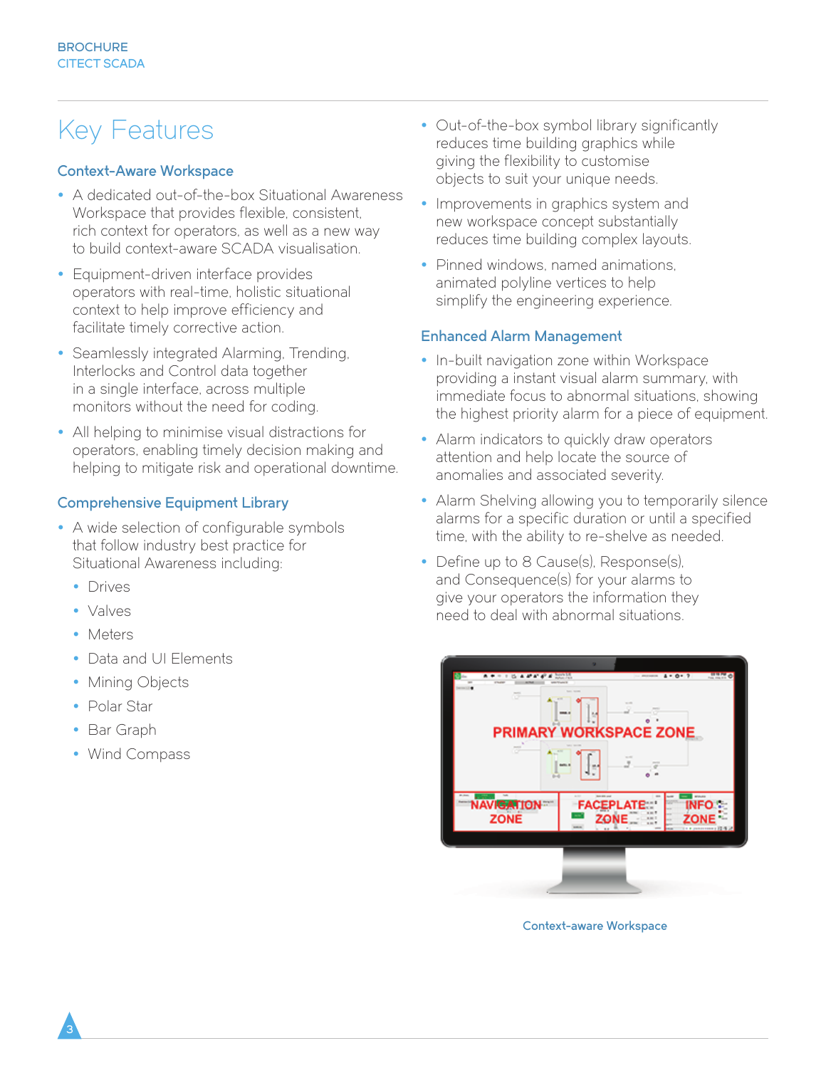# Key Features

## Context-Aware Workspace

- A dedicated out-of-the-box Situational Awareness Workspace that provides flexible, consistent, rich context for operators, as well as a new way to build context-aware SCADA visualisation.
- Equipment-driven interface provides operators with real-time, holistic situational context to help improve efficiency and facilitate timely corrective action.
- Seamlessly integrated Alarming, Trending, Interlocks and Control data together in a single interface, across multiple monitors without the need for coding.
- All helping to minimise visual distractions for operators, enabling timely decision making and helping to mitigate risk and operational downtime.

## Comprehensive Equipment Library

- A wide selection of configurable symbols that follow industry best practice for Situational Awareness including:
  - Drives
  - Valves
  - Meters
  - Data and UI Elements
  - Mining Objects
  - Polar Star
  - Bar Graph
  - Wind Compass
- Out-of-the-box symbol library significantly reduces time building graphics while giving the flexibility to customise objects to suit your unique needs.
- Improvements in graphics system and new workspace concept substantially reduces time building complex layouts.
- Pinned windows, named animations, animated polyline vertices to help simplify the engineering experience.

## Enhanced Alarm Management

- In-built navigation zone within Workspace providing a instant visual alarm summary, with immediate focus to abnormal situations, showing the highest priority alarm for a piece of equipment.
- Alarm indicators to quickly draw operators attention and help locate the source of anomalies and associated severity.
- Alarm Shelving allowing you to temporarily silence alarms for a specific duration or until a specified time, with the ability to re-shelve as needed.
- Define up to 8 Cause(s), Response(s), and Consequence(s) for your alarms to give your operators the information they need to deal with abnormal situations.

Context-aware Workspace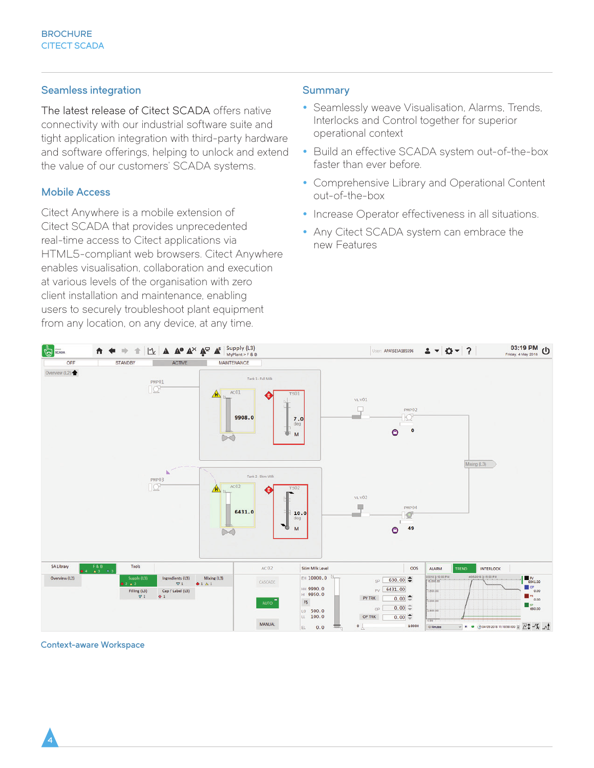## Seamless integration

The latest release of Citect SCADA offers native connectivity with our industrial software suite and tight application integration with third-party hardware and software offerings, helping to unlock and extend the value of our customers' SCADA systems.

## Mobile Access

Citect Anywhere is a mobile extension of Citect SCADA that provides unprecedented real-time access to Citect applications via HTML5-compliant web browsers. Citect Anywhere enables visualisation, collaboration and execution at various levels of the organisation with zero client installation and maintenance, enabling users to securely troubleshoot plant equipment from any location, on any device, at any time.

## Summary

- Seamlessly weave Visualisation, Alarms, Trends, Interlocks and Control together for superior operational context
- Build an effective SCADA system out-of-the-box faster than ever before.
- Comprehensive Library and Operational Content out-of-the-box
- Increase Operator effectiveness in all situations.
- Any Citect SCADA system can embrace the new Features

Context-aware Workspace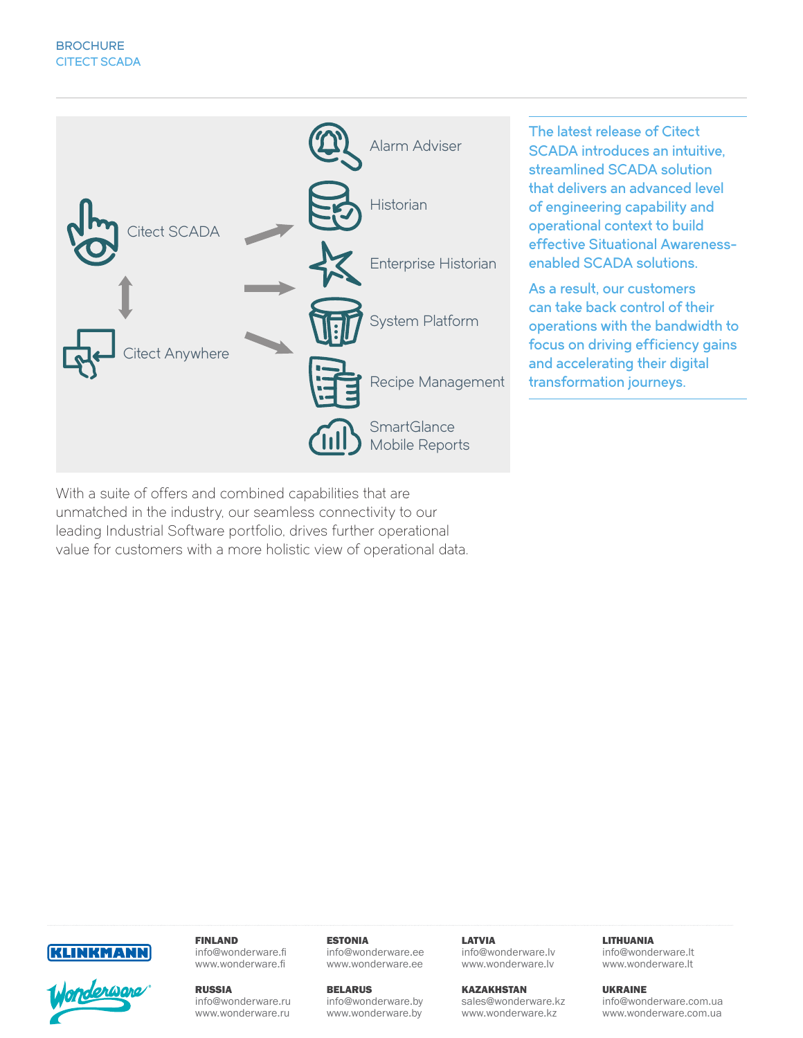Citect SCADA

Citect Anywhere

Alarm Adviser

Historian

Enterprise Historian

System Platform

Recipe Management

SmartGlance Mobile Reports

The latest release of Citect SCADA introduces an intuitive, streamlined SCADA solution that delivers an advanced level of engineering capability and operational context to build effective Situational Awareness-enabled SCADA solutions.

As a result, our customers can take back control of their operations with the bandwidth to focus on driving efficiency gains and accelerating their digital transformation journeys.

With a suite of offers and combined capabilities that are unmatched in the industry, our seamless connectivity to our leading Industrial Software portfolio, drives further operational value for customers with a more holistic view of operational data.

**FINLAND**
info@wonderware.fi
www.wonderware.fi

**ESTONIA**
info@wonderware.ee
www.wonderware.ee

**LATVIA**
info@wonderware.lv
www.wonderware.lv

**LITHUANIA**
info@wonderware.lt
www.wonderware.lt

**RUSSIA**
info@wonderware.ru
www.wonderware.ru

**BELARUS**
info@wonderware.by
www.wonderware.by

**KAZAKHSTAN**
sales@wonderware.kz
www.wonderware.kz

**UKRAINE**
info@wonderware.com.ua
www.wonderware.com.ua